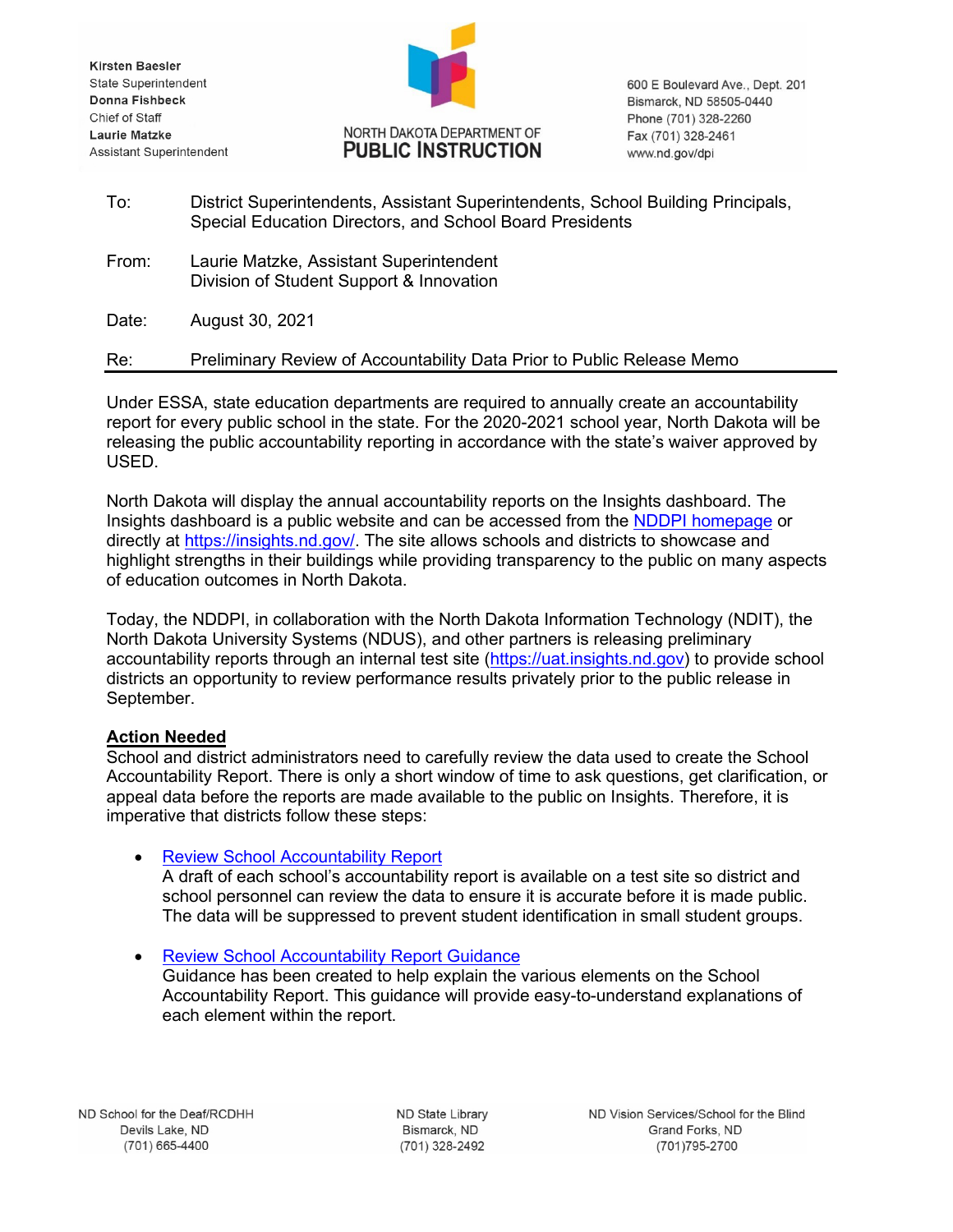Kirsten Baesler
State Superintendent
**Donna Fishbeck**
Chief of Staff
**Laurie Matzke**
Assistant Superintendent

NORTH DAKOTA DEPARTMENT OF
**PUBLIC INSTRUCTION**

600 E Boulevard Ave., Dept. 201
Bismarck, ND 58505-0440
Phone (701) 328-2260
Fax (701) 328-2461
www.nd.gov/dpi

To: District Superintendents, Assistant Superintendents, School Building Principals, Special Education Directors, and School Board Presidents

From: Laurie Matzke, Assistant Superintendent
Division of Student Support & Innovation

Date: August 30, 2021

Re: Preliminary Review of Accountability Data Prior to Public Release Memo

---

Under ESSA, state education departments are required to annually create an accountability report for every public school in the state. For the 2020-2021 school year, North Dakota will be releasing the public accountability reporting in accordance with the state's waiver approved by USED.

North Dakota will display the annual accountability reports on the Insights dashboard. The Insights dashboard is a public website and can be accessed from the NDDPI homepage or directly at https://insights.nd.gov/. The site allows schools and districts to showcase and highlight strengths in their buildings while providing transparency to the public on many aspects of education outcomes in North Dakota.

Today, the NDDPI, in collaboration with the North Dakota Information Technology (NDIT), the North Dakota University Systems (NDUS), and other partners is releasing preliminary accountability reports through an internal test site (https://uat.insights.nd.gov) to provide school districts an opportunity to review performance results privately prior to the public release in September.

**Action Needed**

School and district administrators need to carefully review the data used to create the School Accountability Report. There is only a short window of time to ask questions, get clarification, or appeal data before the reports are made available to the public on Insights. Therefore, it is imperative that districts follow these steps:

- Review School Accountability Report
  A draft of each school's accountability report is available on a test site so district and school personnel can review the data to ensure it is accurate before it is made public. The data will be suppressed to prevent student identification in small student groups.

- Review School Accountability Report Guidance
  Guidance has been created to help explain the various elements on the School Accountability Report. This guidance will provide easy-to-understand explanations of each element within the report.

ND School for the Deaf/RCDHH
Devils Lake, ND
(701) 665-4400

ND State Library
Bismarck, ND
(701) 328-2492

ND Vision Services/School for the Blind
Grand Forks, ND
(701)795-2700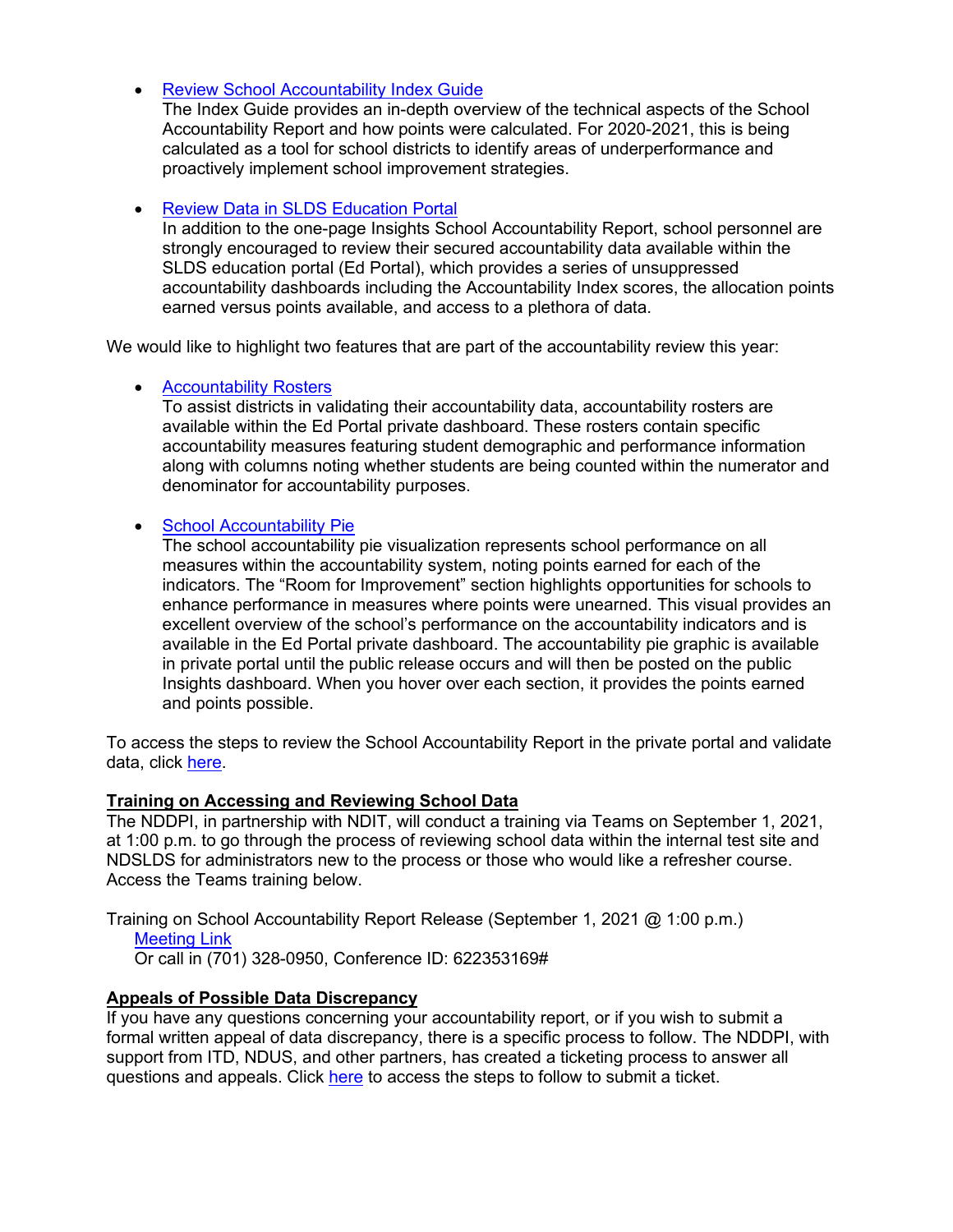- Review School Accountability Index Guide
  The Index Guide provides an in-depth overview of the technical aspects of the School Accountability Report and how points were calculated. For 2020-2021, this is being calculated as a tool for school districts to identify areas of underperformance and proactively implement school improvement strategies.

- Review Data in SLDS Education Portal
  In addition to the one-page Insights School Accountability Report, school personnel are strongly encouraged to review their secured accountability data available within the SLDS education portal (Ed Portal), which provides a series of unsuppressed accountability dashboards including the Accountability Index scores, the allocation points earned versus points available, and access to a plethora of data.

We would like to highlight two features that are part of the accountability review this year:

- Accountability Rosters
  To assist districts in validating their accountability data, accountability rosters are available within the Ed Portal private dashboard. These rosters contain specific accountability measures featuring student demographic and performance information along with columns noting whether students are being counted within the numerator and denominator for accountability purposes.

- School Accountability Pie
  The school accountability pie visualization represents school performance on all measures within the accountability system, noting points earned for each of the indicators. The "Room for Improvement" section highlights opportunities for schools to enhance performance in measures where points were unearned. This visual provides an excellent overview of the school's performance on the accountability indicators and is available in the Ed Portal private dashboard. The accountability pie graphic is available in private portal until the public release occurs and will then be posted on the public Insights dashboard. When you hover over each section, it provides the points earned and points possible.

To access the steps to review the School Accountability Report in the private portal and validate data, click here.

**Training on Accessing and Reviewing School Data**

The NDDPI, in partnership with NDIT, will conduct a training via Teams on September 1, 2021, at 1:00 p.m. to go through the process of reviewing school data within the internal test site and NDSLDS for administrators new to the process or those who would like a refresher course. Access the Teams training below.

Training on School Accountability Report Release (September 1, 2021 @ 1:00 p.m.)
Meeting Link
Or call in (701) 328-0950, Conference ID: 622353169#

**Appeals of Possible Data Discrepancy**

If you have any questions concerning your accountability report, or if you wish to submit a formal written appeal of data discrepancy, there is a specific process to follow. The NDDPI, with support from ITD, NDUS, and other partners, has created a ticketing process to answer all questions and appeals. Click here to access the steps to follow to submit a ticket.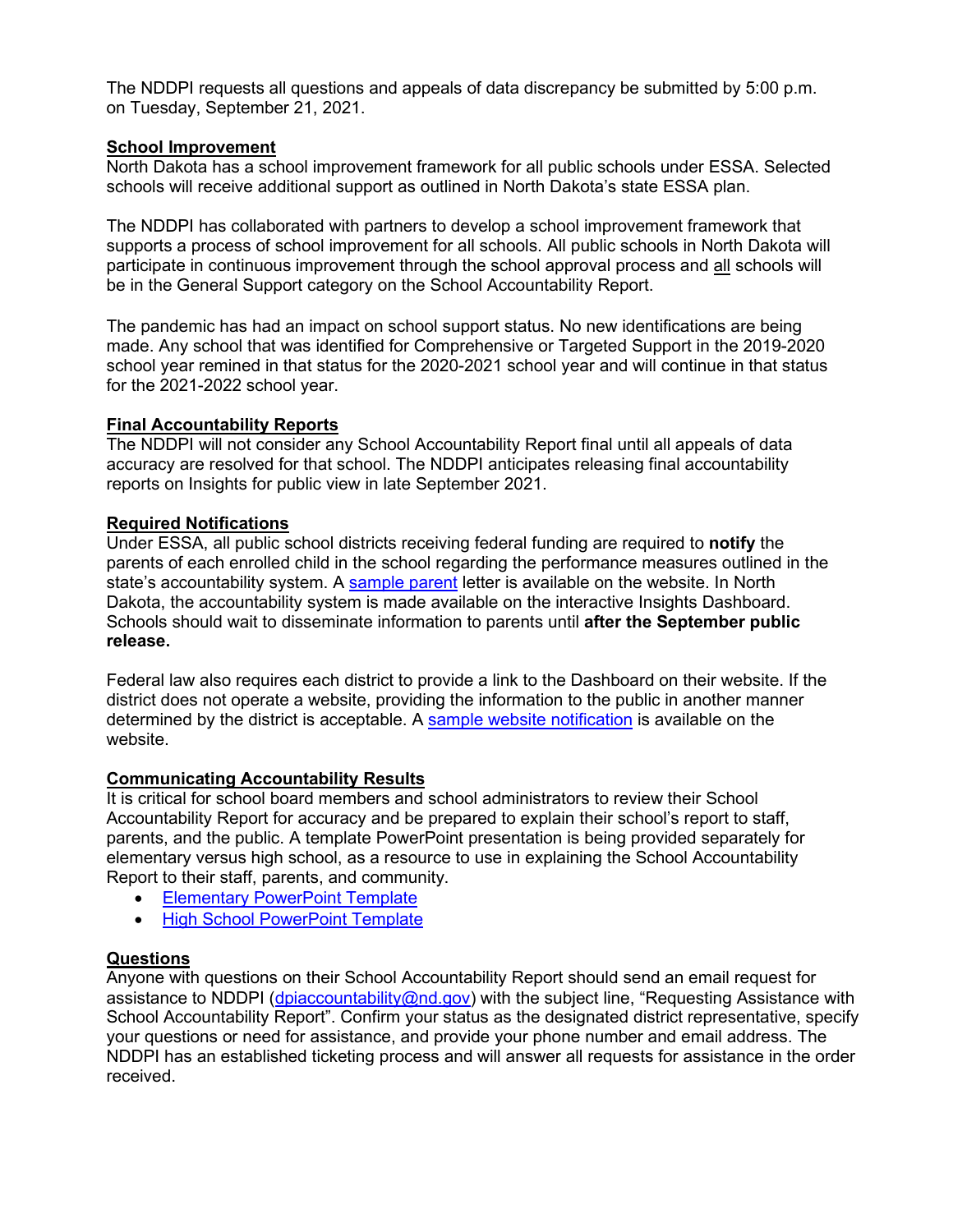The NDDPI requests all questions and appeals of data discrepancy be submitted by 5:00 p.m. on Tuesday, September 21, 2021.

## School Improvement

North Dakota has a school improvement framework for all public schools under ESSA. Selected schools will receive additional support as outlined in North Dakota's state ESSA plan.

The NDDPI has collaborated with partners to develop a school improvement framework that supports a process of school improvement for all schools. All public schools in North Dakota will participate in continuous improvement through the school approval process and all schools will be in the General Support category on the School Accountability Report.

The pandemic has had an impact on school support status. No new identifications are being made. Any school that was identified for Comprehensive or Targeted Support in the 2019-2020 school year remined in that status for the 2020-2021 school year and will continue in that status for the 2021-2022 school year.

## Final Accountability Reports

The NDDPI will not consider any School Accountability Report final until all appeals of data accuracy are resolved for that school. The NDDPI anticipates releasing final accountability reports on Insights for public view in late September 2021.

## Required Notifications

Under ESSA, all public school districts receiving federal funding are required to **notify** the parents of each enrolled child in the school regarding the performance measures outlined in the state's accountability system. A sample parent letter is available on the website. In North Dakota, the accountability system is made available on the interactive Insights Dashboard. Schools should wait to disseminate information to parents until **after the September public release.**

Federal law also requires each district to provide a link to the Dashboard on their website. If the district does not operate a website, providing the information to the public in another manner determined by the district is acceptable. A sample website notification is available on the website.

## Communicating Accountability Results

It is critical for school board members and school administrators to review their School Accountability Report for accuracy and be prepared to explain their school's report to staff, parents, and the public. A template PowerPoint presentation is being provided separately for elementary versus high school, as a resource to use in explaining the School Accountability Report to their staff, parents, and community.

- Elementary PowerPoint Template
- High School PowerPoint Template

## Questions

Anyone with questions on their School Accountability Report should send an email request for assistance to NDDPI (dpiaccountability@nd.gov) with the subject line, "Requesting Assistance with School Accountability Report". Confirm your status as the designated district representative, specify your questions or need for assistance, and provide your phone number and email address. The NDDPI has an established ticketing process and will answer all requests for assistance in the order received.